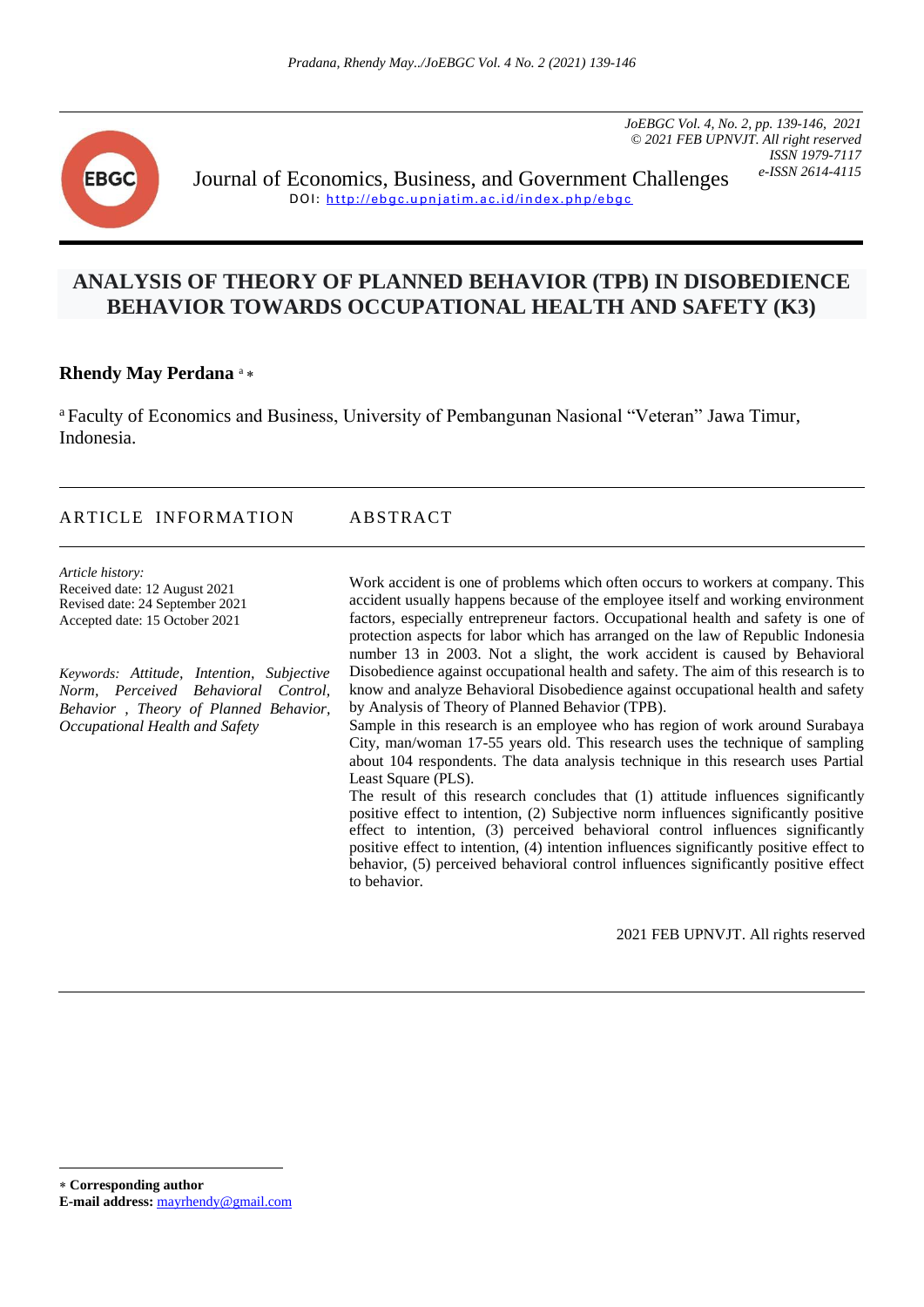Journal of Economics, Business, and Government Challenges

DOI: http://ebgc.upnjatim.ac.id/index.php/ebgc

*JoEBGC Vol. 4, No. 2, pp. 139-146, 2021*
*© 2021 FEB UPNVJT. All right reserved*
*ISSN 1979-7117*
*e-ISSN 2614-4115*

# ANALYSIS OF THEORY OF PLANNED BEHAVIOR (TPB) IN DISOBEDIENCE BEHAVIOR TOWARDS OCCUPATIONAL HEALTH AND SAFETY (K3)

**Rhendy May Perdana** [a] *

[a] Faculty of Economics and Business, University of Pembangunan Nasional "Veteran" Jawa Timur, Indonesia.

## ARTICLE INFORMATION

*Article history:*
Received date: 12 August 2021
Revised date: 24 September 2021
Accepted date: 15 October 2021

*Keywords: Attitude, Intention, Subjective Norm, Perceived Behavioral Control, Behavior , Theory of Planned Behavior, Occupational Health and Safety*

## ABSTRACT

Work accident is one of problems which often occurs to workers at company. This accident usually happens because of the employee itself and working environment factors, especially entrepreneur factors. Occupational health and safety is one of protection aspects for labor which has arranged on the law of Republic Indonesia number 13 in 2003. Not a slight, the work accident is caused by Behavioral Disobedience against occupational health and safety. The aim of this research is to know and analyze Behavioral Disobedience against occupational health and safety by Analysis of Theory of Planned Behavior (TPB).

Sample in this research is an employee who has region of work around Surabaya City, man/woman 17-55 years old. This research uses the technique of sampling about 104 respondents. The data analysis technique in this research uses Partial Least Square (PLS).

The result of this research concludes that (1) attitude influences significantly positive effect to intention, (2) Subjective norm influences significantly positive effect to intention, (3) perceived behavioral control influences significantly positive effect to intention, (4) intention influences significantly positive effect to behavior, (5) perceived behavioral control influences significantly positive effect to behavior.

2021 FEB UPNVJT. All rights reserved

* **Corresponding author**
**E-mail address:** mayrhendy@gmail.com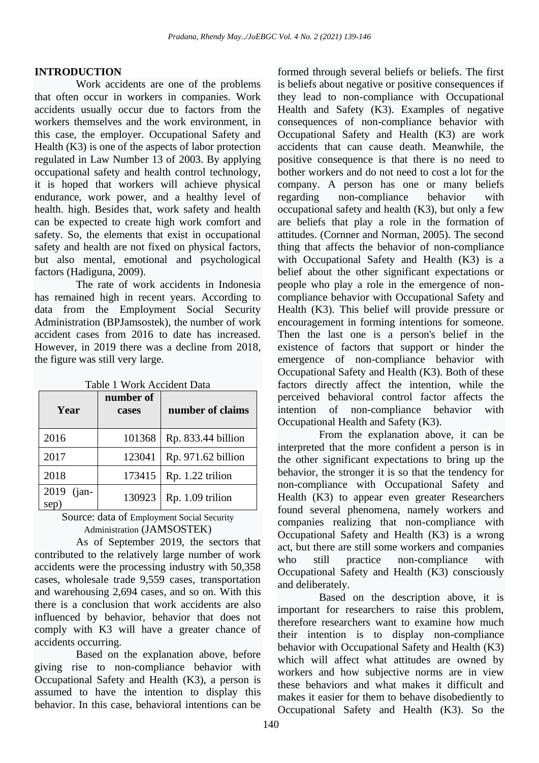## INTRODUCTION

Work accidents are one of the problems that often occur in workers in companies. Work accidents usually occur due to factors from the workers themselves and the work environment, in this case, the employer. Occupational Safety and Health (K3) is one of the aspects of labor protection regulated in Law Number 13 of 2003. By applying occupational safety and health control technology, it is hoped that workers will achieve physical endurance, work power, and a healthy level of health. high. Besides that, work safety and health can be expected to create high work comfort and safety. So, the elements that exist in occupational safety and health are not fixed on physical factors, but also mental, emotional and psychological factors (Hadiguna, 2009).

The rate of work accidents in Indonesia has remained high in recent years. According to data from the Employment Social Security Administration (BPJamsostek), the number of work accident cases from 2016 to date has increased. However, in 2019 there was a decline from 2018, the figure was still very large.

Table 1 Work Accident Data

| Year | number of cases | number of claims |
|---|---|---|
| 2016 | 101368 | Rp. 833.44 billion |
| 2017 | 123041 | Rp. 971.62 billion |
| 2018 | 173415 | Rp. 1.22 trilion |
| 2019 (jan-sep) | 130923 | Rp. 1.09 trilion |

Source: data of Employment Social Security Administration (JAMSOSTEK)

As of September 2019, the sectors that contributed to the relatively large number of work accidents were the processing industry with 50,358 cases, wholesale trade 9,559 cases, transportation and warehousing 2,694 cases, and so on. With this there is a conclusion that work accidents are also influenced by behavior, behavior that does not comply with K3 will have a greater chance of accidents occurring.

Based on the explanation above, before giving rise to non-compliance behavior with Occupational Safety and Health (K3), a person is assumed to have the intention to display this behavior. In this case, behavioral intentions can be formed through several beliefs or beliefs. The first is beliefs about negative or positive consequences if they lead to non-compliance with Occupational Health and Safety (K3). Examples of negative consequences of non-compliance behavior with Occupational Safety and Health (K3) are work accidents that can cause death. Meanwhile, the positive consequence is that there is no need to bother workers and do not need to cost a lot for the company. A person has one or many beliefs regarding non-compliance behavior with occupational safety and health (K3), but only a few are beliefs that play a role in the formation of attitudes. (Cornner and Norman, 2005). The second thing that affects the behavior of non-compliance with Occupational Safety and Health (K3) is a belief about the other significant expectations or people who play a role in the emergence of non-compliance behavior with Occupational Safety and Health (K3). This belief will provide pressure or encouragement in forming intentions for someone. Then the last one is a person's belief in the existence of factors that support or hinder the emergence of non-compliance behavior with Occupational Safety and Health (K3). Both of these factors directly affect the intention, while the perceived behavioral control factor affects the intention of non-compliance behavior with Occupational Health and Safety (K3).

From the explanation above, it can be interpreted that the more confident a person is in the other significant expectations to bring up the behavior, the stronger it is so that the tendency for non-compliance with Occupational Safety and Health (K3) to appear even greater Researchers found several phenomena, namely workers and companies realizing that non-compliance with Occupational Safety and Health (K3) is a wrong act, but there are still some workers and companies who still practice non-compliance with Occupational Safety and Health (K3) consciously and deliberately.

Based on the description above, it is important for researchers to raise this problem, therefore researchers want to examine how much their intention is to display non-compliance behavior with Occupational Safety and Health (K3) which will affect what attitudes are owned by workers and how subjective norms are in view these behaviors and what makes it difficult and makes it easier for them to behave disobediently to Occupational Safety and Health (K3). So the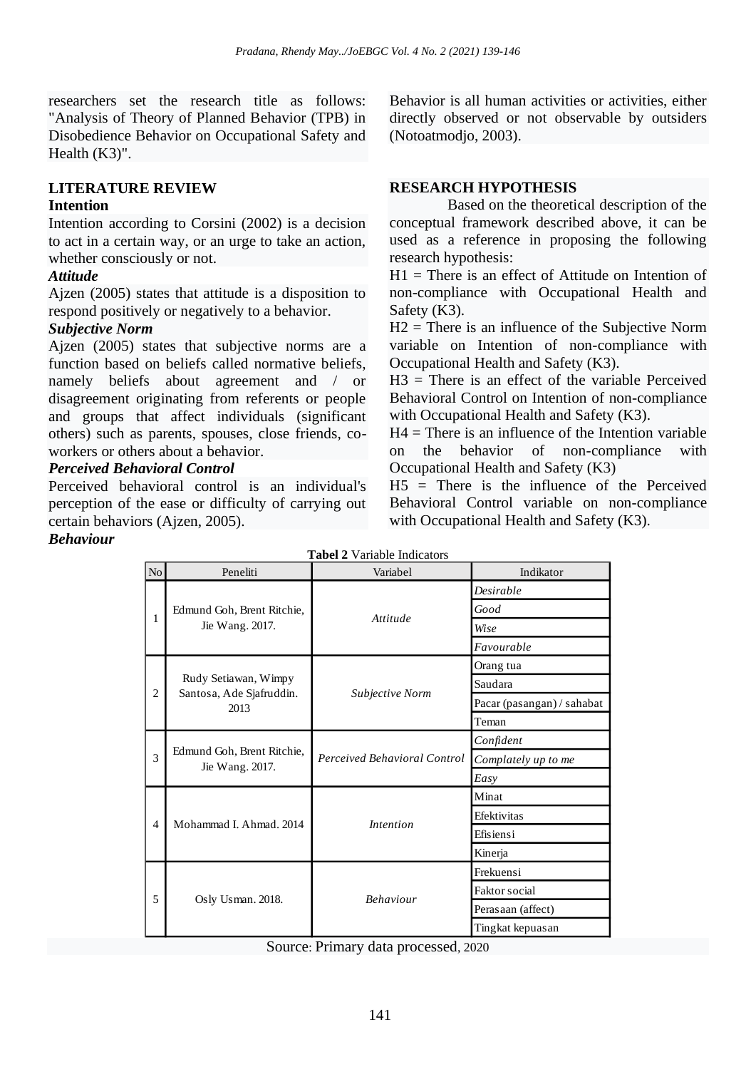researchers set the research title as follows: "Analysis of Theory of Planned Behavior (TPB) in Disobedience Behavior on Occupational Safety and Health (K3)".

## LITERATURE REVIEW

### Intention

Intention according to Corsini (2002) is a decision to act in a certain way, or an urge to take an action, whether consciously or not.

### *Attitude*

Ajzen (2005) states that attitude is a disposition to respond positively or negatively to a behavior.

### *Subjective Norm*

Ajzen (2005) states that subjective norms are a function based on beliefs called normative beliefs, namely beliefs about agreement and / or disagreement originating from referents or people and groups that affect individuals (significant others) such as parents, spouses, close friends, co-workers or others about a behavior.

### *Perceived Behavioral Control*

Perceived behavioral control is an individual's perception of the ease or difficulty of carrying out certain behaviors (Ajzen, 2005).

### *Behaviour*

Behavior is all human activities or activities, either directly observed or not observable by outsiders (Notoatmodjo, 2003).

## RESEARCH HYPOTHESIS

Based on the theoretical description of the conceptual framework described above, it can be used as a reference in proposing the following research hypothesis:

H1 = There is an effect of Attitude on Intention of non-compliance with Occupational Health and Safety (K3).

H2 = There is an influence of the Subjective Norm variable on Intention of non-compliance with Occupational Health and Safety (K3).

H3 = There is an effect of the variable Perceived Behavioral Control on Intention of non-compliance with Occupational Health and Safety (K3).

H4 = There is an influence of the Intention variable on the behavior of non-compliance with Occupational Health and Safety (K3)

H5 = There is the influence of the Perceived Behavioral Control variable on non-compliance with Occupational Health and Safety (K3).

**Tabel 2** Variable Indicators

| No | Peneliti | Variabel | Indikator |
|---|---|---|---|
| 1 | Edmund Goh, Brent Ritchie, Jie Wang. 2017. | *Attitude* | *Desirable* |
| | | | *Good* |
| | | | *Wise* |
| | | | *Favourable* |
| 2 | Rudy Setiawan, Wimpy Santosa, Ade Sjafruddin. 2013 | *Subjective Norm* | Orang tua |
| | | | Saudara |
| | | | Pacar (pasangan) / sahabat |
| | | | Teman |
| 3 | Edmund Goh, Brent Ritchie, Jie Wang. 2017. | *Perceived Behavioral Control* | *Confident* |
| | | | *Complately up to me* |
| | | | *Easy* |
| 4 | Mohammad I. Ahmad. 2014 | *Intention* | Minat |
| | | | Efektivitas |
| | | | Efisiensi |
| | | | Kinerja |
| 5 | Osly Usman. 2018. | *Behaviour* | Frekuensi |
| | | | Faktor social |
| | | | Perasaan (affect) |
| | | | Tingkat kepuasan |

Source: Primary data processed, 2020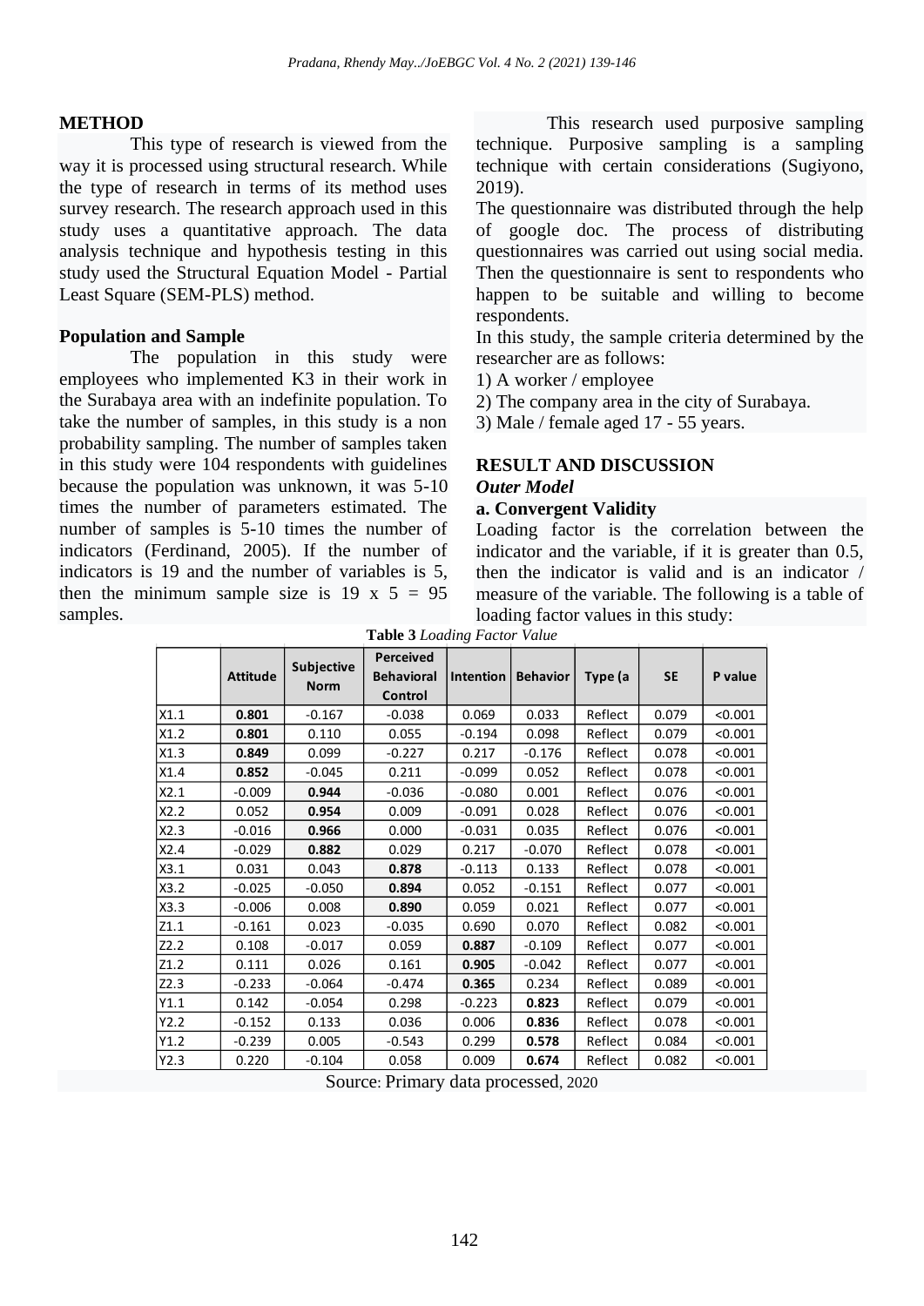## METHOD

This type of research is viewed from the way it is processed using structural research. While the type of research in terms of its method uses survey research. The research approach used in this study uses a quantitative approach. The data analysis technique and hypothesis testing in this study used the Structural Equation Model - Partial Least Square (SEM-PLS) method.

### Population and Sample

The population in this study were employees who implemented K3 in their work in the Surabaya area with an indefinite population. To take the number of samples, in this study is a non probability sampling. The number of samples taken in this study were 104 respondents with guidelines because the population was unknown, it was 5-10 times the number of parameters estimated. The number of samples is 5-10 times the number of indicators (Ferdinand, 2005). If the number of indicators is 19 and the number of variables is 5, then the minimum sample size is 19 x 5 = 95 samples.

This research used purposive sampling technique. Purposive sampling is a sampling technique with certain considerations (Sugiyono, 2019).

The questionnaire was distributed through the help of google doc. The process of distributing questionnaires was carried out using social media. Then the questionnaire is sent to respondents who happen to be suitable and willing to become respondents.

In this study, the sample criteria determined by the researcher are as follows:

1) A worker / employee
2) The company area in the city of Surabaya.
3) Male / female aged 17 - 55 years.

## RESULT AND DISCUSSION

### *Outer Model*

#### a. Convergent Validity

Loading factor is the correlation between the indicator and the variable, if it is greater than 0.5, then the indicator is valid and is an indicator / measure of the variable. The following is a table of loading factor values in this study:

**Table 3** *Loading Factor Value*

| | Attitude | Subjective Norm | Perceived Behavioral Control | Intention | Behavior | Type (a | SE | P value |
|---|---|---|---|---|---|---|---|---|
| X1.1 | **0.801** | -0.167 | -0.038 | 0.069 | 0.033 | Reflect | 0.079 | <0.001 |
| X1.2 | **0.801** | 0.110 | 0.055 | -0.194 | 0.098 | Reflect | 0.079 | <0.001 |
| X1.3 | **0.849** | 0.099 | -0.227 | 0.217 | -0.176 | Reflect | 0.078 | <0.001 |
| X1.4 | **0.852** | -0.045 | 0.211 | -0.099 | 0.052 | Reflect | 0.078 | <0.001 |
| X2.1 | -0.009 | **0.944** | -0.036 | -0.080 | 0.001 | Reflect | 0.076 | <0.001 |
| X2.2 | 0.052 | **0.954** | 0.009 | -0.091 | 0.028 | Reflect | 0.076 | <0.001 |
| X2.3 | -0.016 | **0.966** | 0.000 | -0.031 | 0.035 | Reflect | 0.076 | <0.001 |
| X2.4 | -0.029 | **0.882** | 0.029 | 0.217 | -0.070 | Reflect | 0.078 | <0.001 |
| X3.1 | 0.031 | 0.043 | **0.878** | -0.113 | 0.133 | Reflect | 0.078 | <0.001 |
| X3.2 | -0.025 | -0.050 | **0.894** | 0.052 | -0.151 | Reflect | 0.077 | <0.001 |
| X3.3 | -0.006 | 0.008 | **0.890** | 0.059 | 0.021 | Reflect | 0.077 | <0.001 |
| Z1.1 | -0.161 | 0.023 | -0.035 | 0.690 | 0.070 | Reflect | 0.082 | <0.001 |
| Z2.2 | 0.108 | -0.017 | 0.059 | **0.887** | -0.109 | Reflect | 0.077 | <0.001 |
| Z1.2 | 0.111 | 0.026 | 0.161 | **0.905** | -0.042 | Reflect | 0.077 | <0.001 |
| Z2.3 | -0.233 | -0.064 | -0.474 | **0.365** | 0.234 | Reflect | 0.089 | <0.001 |
| Y1.1 | 0.142 | -0.054 | 0.298 | -0.223 | **0.823** | Reflect | 0.079 | <0.001 |
| Y2.2 | -0.152 | 0.133 | 0.036 | 0.006 | **0.836** | Reflect | 0.078 | <0.001 |
| Y1.2 | -0.239 | 0.005 | -0.543 | 0.299 | **0.578** | Reflect | 0.084 | <0.001 |
| Y2.3 | 0.220 | -0.104 | 0.058 | 0.009 | **0.674** | Reflect | 0.082 | <0.001 |

Source: Primary data processed, 2020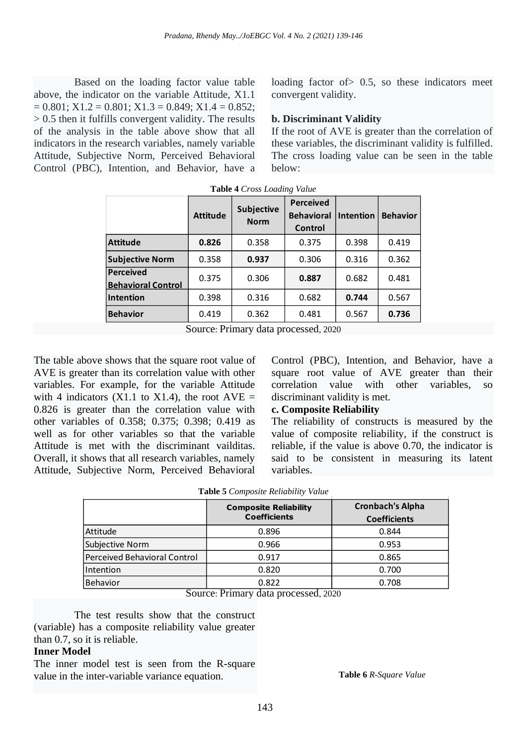Based on the loading factor value table above, the indicator on the variable Attitude, X1.1 = 0.801; X1.2 = 0.801; X1.3 = 0.849; X1.4 = 0.852; > 0.5 then it fulfills convergent validity. The results of the analysis in the table above show that all indicators in the research variables, namely variable Attitude, Subjective Norm, Perceived Behavioral Control (PBC), Intention, and Behavior, have a loading factor of> 0.5, so these indicators meet convergent validity.

**b. Discriminant Validity**

If the root of AVE is greater than the correlation of these variables, the discriminant validity is fulfilled. The cross loading value can be seen in the table below:

**Table 4** *Cross Loading Value*

| | Attitude | Subjective Norm | Perceived Behavioral Control | Intention | Behavior |
|---|---|---|---|---|---|
| **Attitude** | **0.826** | 0.358 | 0.375 | 0.398 | 0.419 |
| **Subjective Norm** | 0.358 | **0.937** | 0.306 | 0.316 | 0.362 |
| **Perceived Behavioral Control** | 0.375 | 0.306 | **0.887** | 0.682 | 0.481 |
| **Intention** | 0.398 | 0.316 | 0.682 | **0.744** | 0.567 |
| **Behavior** | 0.419 | 0.362 | 0.481 | 0.567 | **0.736** |

Source: Primary data processed, 2020

The table above shows that the square root value of AVE is greater than its correlation value with other variables. For example, for the variable Attitude with 4 indicators (X1.1 to X1.4), the root AVE = 0.826 is greater than the correlation value with other variables of 0.358; 0.375; 0.398; 0.419 as well as for other variables so that the variable Attitude is met with the discriminant vailditas. Overall, it shows that all research variables, namely Attitude, Subjective Norm, Perceived Behavioral Control (PBC), Intention, and Behavior, have a square root value of AVE greater than their correlation value with other variables, so discriminant validity is met.

**c. Composite Reliability**

The reliability of constructs is measured by the value of composite reliability, if the construct is reliable, if the value is above 0.70, the indicator is said to be consistent in measuring its latent variables.

**Table 5** *Composite Reliability Value*

| | Composite Reliability Coefficients | Cronbach's Alpha Coefficients |
|---|---|---|
| Attitude | 0.896 | 0.844 |
| Subjective Norm | 0.966 | 0.953 |
| Perceived Behavioral Control | 0.917 | 0.865 |
| Intention | 0.820 | 0.700 |
| Behavior | 0.822 | 0.708 |

Source: Primary data processed, 2020

The test results show that the construct (variable) has a composite reliability value greater than 0.7, so it is reliable.

**Inner Model**

The inner model test is seen from the R-square value in the inter-variable variance equation.

**Table 6** *R-Square Value*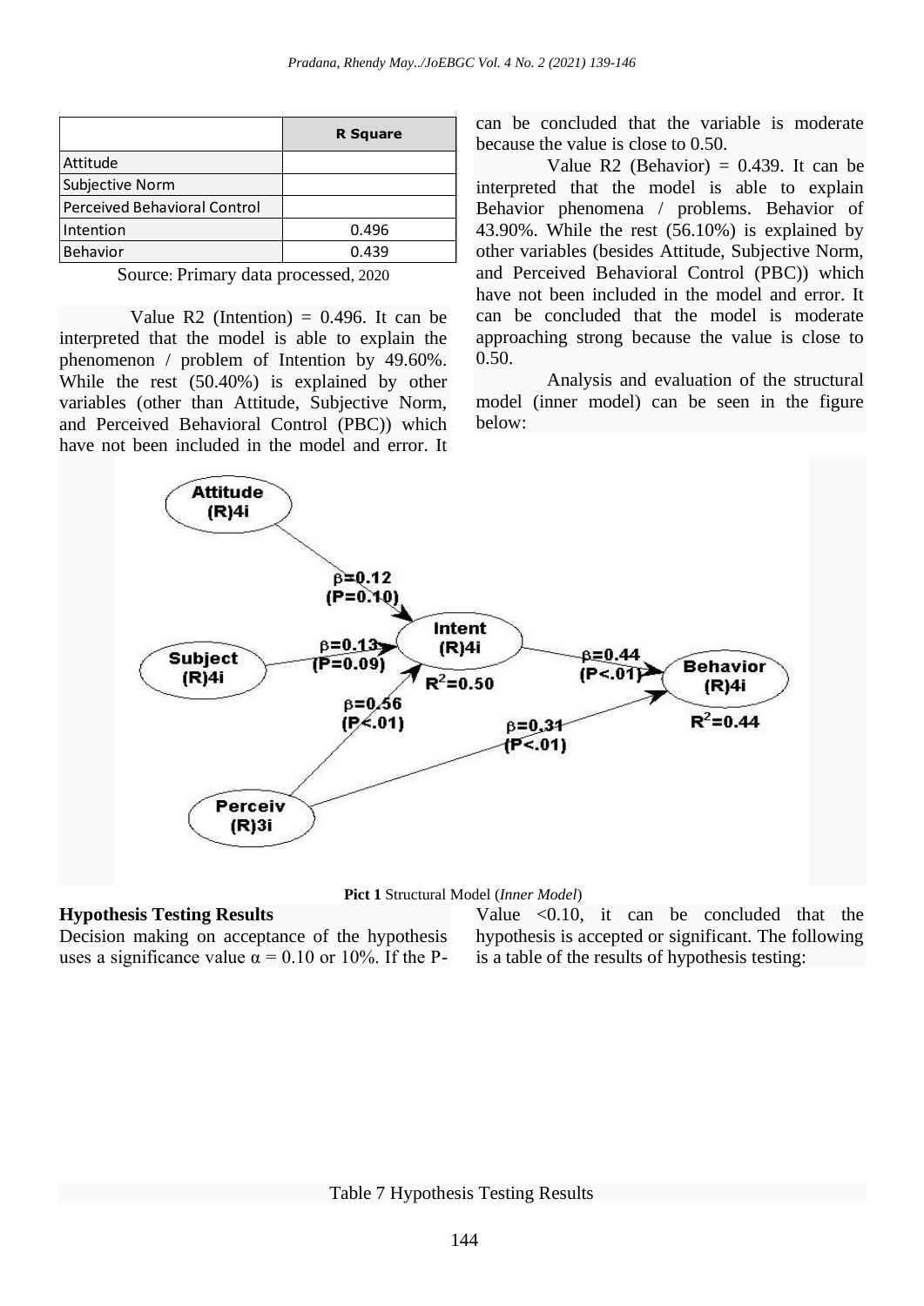| | R Square |
|---|---|
| Attitude | |
| Subjective Norm | |
| Perceived Behavioral Control | |
| Intention | 0.496 |
| Behavior | 0.439 |

Source: Primary data processed, 2020

Value R2 (Intention) = 0.496. It can be interpreted that the model is able to explain the phenomenon / problem of Intention by 49.60%. While the rest (50.40%) is explained by other variables (other than Attitude, Subjective Norm, and Perceived Behavioral Control (PBC)) which have not been included in the model and error. It can be concluded that the variable is moderate because the value is close to 0.50.

Value R2 (Behavior) = 0.439. It can be interpreted that the model is able to explain Behavior phenomena / problems. Behavior of 43.90%. While the rest (56.10%) is explained by other variables (besides Attitude, Subjective Norm, and Perceived Behavioral Control (PBC)) which have not been included in the model and error. It can be concluded that the model is moderate approaching strong because the value is close to 0.50.

Analysis and evaluation of the structural model (inner model) can be seen in the figure below:

Attitude (R)4i

β=0.12 (P=0.10)

Subject (R)4i

β=0.13 (P=0.09)

Intent (R)4i

$R^2$=0.50

β=0.56 (P<.01)

β=0.44 (P<.01)

Behavior (R)4i

$R^2$=0.44

β=0.31 (P<.01)

Perceiv (R)3i

**Pict 1** Structural Model (*Inner Model*)

**Hypothesis Testing Results**

Decision making on acceptance of the hypothesis uses a significance value α = 0.10 or 10%. If the P-Value <0.10, it can be concluded that the hypothesis is accepted or significant. The following is a table of the results of hypothesis testing:

Table 7 Hypothesis Testing Results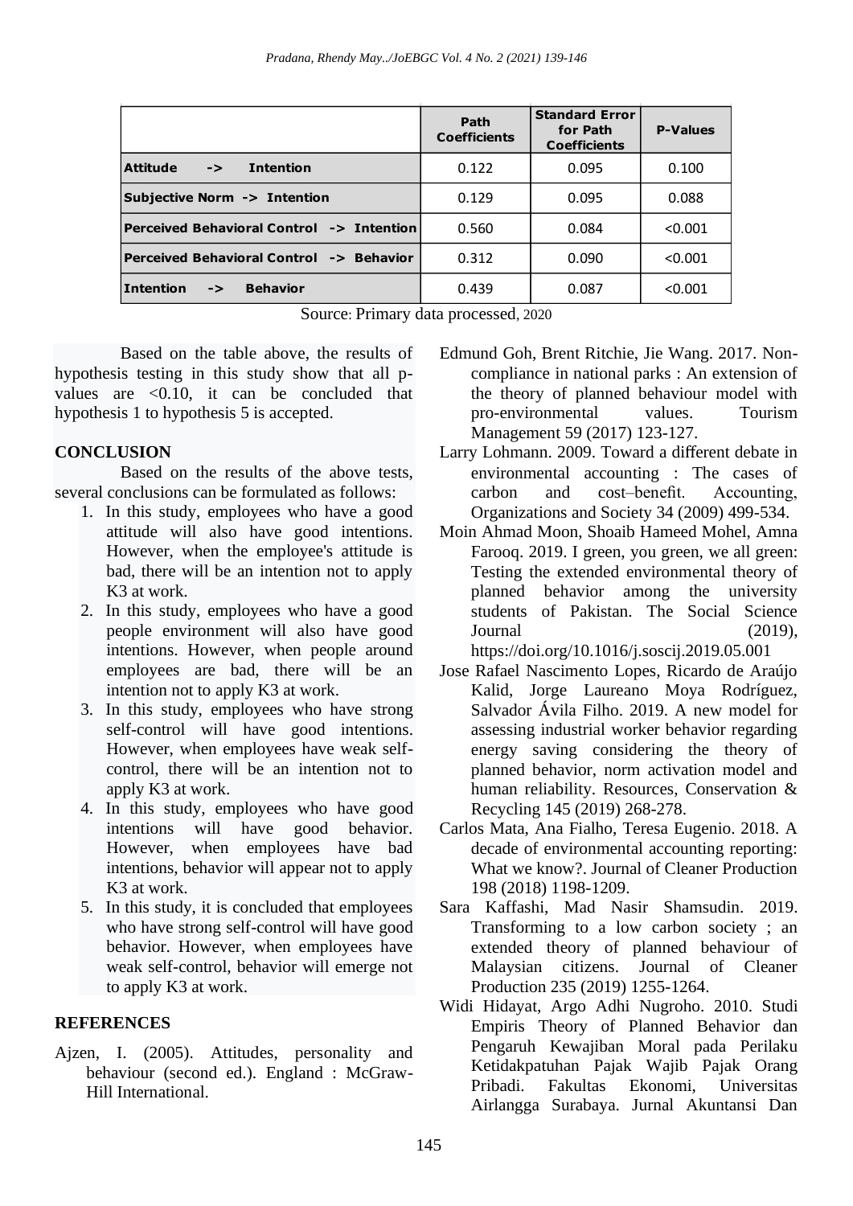| | Path Coefficients | Standard Error for Path Coefficients | P-Values |
|---|---|---|---|
| Attitude -> Intention | 0.122 | 0.095 | 0.100 |
| Subjective Norm -> Intention | 0.129 | 0.095 | 0.088 |
| Perceived Behavioral Control -> Intention | 0.560 | 0.084 | <0.001 |
| Perceived Behavioral Control -> Behavior | 0.312 | 0.090 | <0.001 |
| Intention -> Behavior | 0.439 | 0.087 | <0.001 |

Source: Primary data processed, 2020

Based on the table above, the results of hypothesis testing in this study show that all p-values are <0.10, it can be concluded that hypothesis 1 to hypothesis 5 is accepted.

## CONCLUSION

Based on the results of the above tests, several conclusions can be formulated as follows:

1. In this study, employees who have a good attitude will also have good intentions. However, when the employee's attitude is bad, there will be an intention not to apply K3 at work.
2. In this study, employees who have a good people environment will also have good intentions. However, when people around employees are bad, there will be an intention not to apply K3 at work.
3. In this study, employees who have strong self-control will have good intentions. However, when employees have weak self-control, there will be an intention not to apply K3 at work.
4. In this study, employees who have good intentions will have good behavior. However, when employees have bad intentions, behavior will appear not to apply K3 at work.
5. In this study, it is concluded that employees who have strong self-control will have good behavior. However, when employees have weak self-control, behavior will emerge not to apply K3 at work.

## REFERENCES

Ajzen, I. (2005). Attitudes, personality and behaviour (second ed.). England : McGraw-Hill International.

Edmund Goh, Brent Ritchie, Jie Wang. 2017. Non-compliance in national parks : An extension of the theory of planned behaviour model with pro-environmental values. Tourism Management 59 (2017) 123-127.

Larry Lohmann. 2009. Toward a different debate in environmental accounting : The cases of carbon and cost–benefit. Accounting, Organizations and Society 34 (2009) 499-534.

Moin Ahmad Moon, Shoaib Hameed Mohel, Amna Farooq. 2019. I green, you green, we all green: Testing the extended environmental theory of planned behavior among the university students of Pakistan. The Social Science Journal (2019), https://doi.org/10.1016/j.soscij.2019.05.001

Jose Rafael Nascimento Lopes, Ricardo de Araújo Kalid, Jorge Laureano Moya Rodríguez, Salvador Ávila Filho. 2019. A new model for assessing industrial worker behavior regarding energy saving considering the theory of planned behavior, norm activation model and human reliability. Resources, Conservation & Recycling 145 (2019) 268-278.

Carlos Mata, Ana Fialho, Teresa Eugenio. 2018. A decade of environmental accounting reporting: What we know?. Journal of Cleaner Production 198 (2018) 1198-1209.

Sara Kaffashi, Mad Nasir Shamsudin. 2019. Transforming to a low carbon society ; an extended theory of planned behaviour of Malaysian citizens. Journal of Cleaner Production 235 (2019) 1255-1264.

Widi Hidayat, Argo Adhi Nugroho. 2010. Studi Empiris Theory of Planned Behavior dan Pengaruh Kewajiban Moral pada Perilaku Ketidakpatuhan Pajak Wajib Pajak Orang Pribadi. Fakultas Ekonomi, Universitas Airlangga Surabaya. Jurnal Akuntansi Dan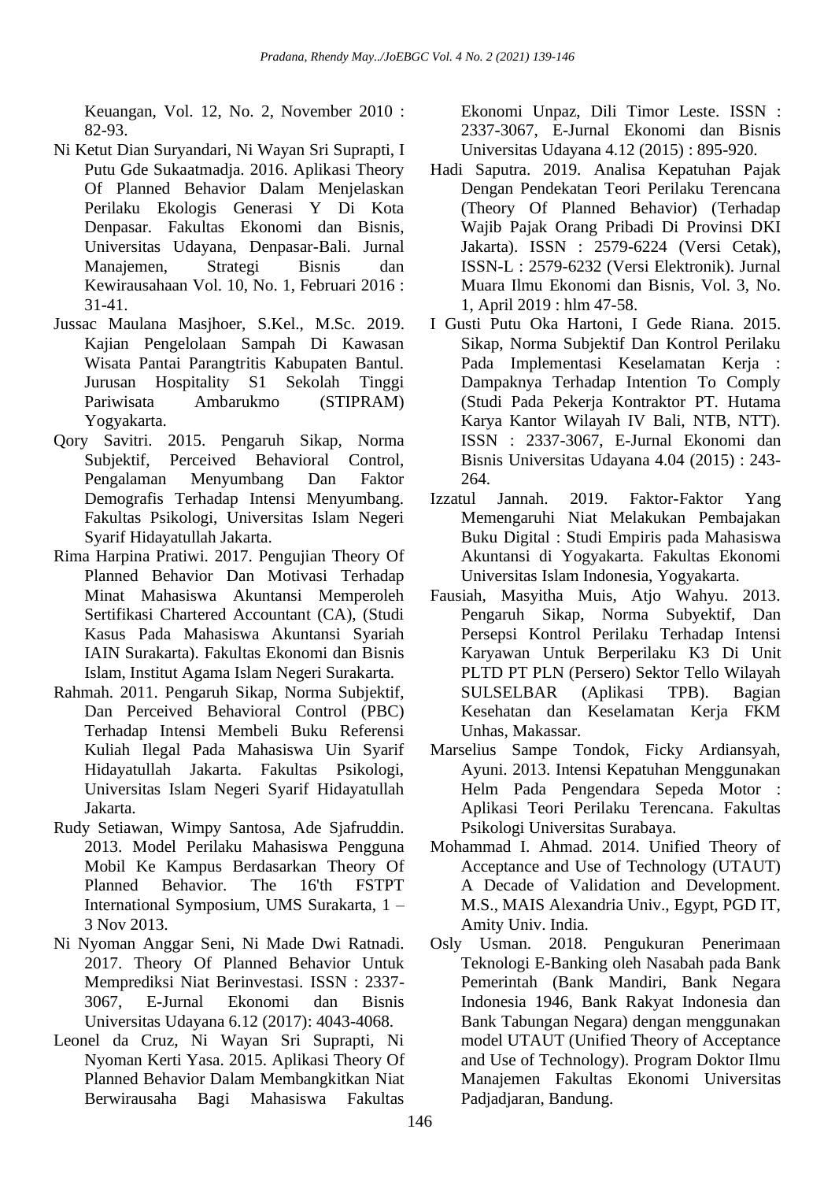Keuangan, Vol. 12, No. 2, November 2010 : 82-93.

Ni Ketut Dian Suryandari, Ni Wayan Sri Suprapti, I Putu Gde Sukaatmadja. 2016. Aplikasi Theory Of Planned Behavior Dalam Menjelaskan Perilaku Ekologis Generasi Y Di Kota Denpasar. Fakultas Ekonomi dan Bisnis, Universitas Udayana, Denpasar-Bali. Jurnal Manajemen, Strategi Bisnis dan Kewirausahaan Vol. 10, No. 1, Februari 2016 : 31-41.

Jussac Maulana Masjhoer, S.Kel., M.Sc. 2019. Kajian Pengelolaan Sampah Di Kawasan Wisata Pantai Parangtritis Kabupaten Bantul. Jurusan Hospitality S1 Sekolah Tinggi Pariwisata Ambarukmo (STIPRAM) Yogyakarta.

Qory Savitri. 2015. Pengaruh Sikap, Norma Subjektif, Perceived Behavioral Control, Pengalaman Menyumbang Dan Faktor Demografis Terhadap Intensi Menyumbang. Fakultas Psikologi, Universitas Islam Negeri Syarif Hidayatullah Jakarta.

Rima Harpina Pratiwi. 2017. Pengujian Theory Of Planned Behavior Dan Motivasi Terhadap Minat Mahasiswa Akuntansi Memperoleh Sertifikasi Chartered Accountant (CA), (Studi Kasus Pada Mahasiswa Akuntansi Syariah IAIN Surakarta). Fakultas Ekonomi dan Bisnis Islam, Institut Agama Islam Negeri Surakarta.

Rahmah. 2011. Pengaruh Sikap, Norma Subjektif, Dan Perceived Behavioral Control (PBC) Terhadap Intensi Membeli Buku Referensi Kuliah Ilegal Pada Mahasiswa Uin Syarif Hidayatullah Jakarta. Fakultas Psikologi, Universitas Islam Negeri Syarif Hidayatullah Jakarta.

Rudy Setiawan, Wimpy Santosa, Ade Sjafruddin. 2013. Model Perilaku Mahasiswa Pengguna Mobil Ke Kampus Berdasarkan Theory Of Planned Behavior. The 16'th FSTPT International Symposium, UMS Surakarta, 1 – 3 Nov 2013.

Ni Nyoman Anggar Seni, Ni Made Dwi Ratnadi. 2017. Theory Of Planned Behavior Untuk Memprediksi Niat Berinvestasi. ISSN : 2337-3067, E-Jurnal Ekonomi dan Bisnis Universitas Udayana 6.12 (2017): 4043-4068.

Leonel da Cruz, Ni Wayan Sri Suprapti, Ni Nyoman Kerti Yasa. 2015. Aplikasi Theory Of Planned Behavior Dalam Membangkitkan Niat Berwirausaha Bagi Mahasiswa Fakultas Ekonomi Unpaz, Dili Timor Leste. ISSN : 2337-3067, E-Jurnal Ekonomi dan Bisnis Universitas Udayana 4.12 (2015) : 895-920.

Hadi Saputra. 2019. Analisa Kepatuhan Pajak Dengan Pendekatan Teori Perilaku Terencana (Theory Of Planned Behavior) (Terhadap Wajib Pajak Orang Pribadi Di Provinsi DKI Jakarta). ISSN : 2579-6224 (Versi Cetak), ISSN-L : 2579-6232 (Versi Elektronik). Jurnal Muara Ilmu Ekonomi dan Bisnis, Vol. 3, No. 1, April 2019 : hlm 47-58.

I Gusti Putu Oka Hartoni, I Gede Riana. 2015. Sikap, Norma Subjektif Dan Kontrol Perilaku Pada Implementasi Keselamatan Kerja : Dampaknya Terhadap Intention To Comply (Studi Pada Pekerja Kontraktor PT. Hutama Karya Kantor Wilayah IV Bali, NTB, NTT). ISSN : 2337-3067, E-Jurnal Ekonomi dan Bisnis Universitas Udayana 4.04 (2015) : 243-264.

Izzatul Jannah. 2019. Faktor-Faktor Yang Memengaruhi Niat Melakukan Pembajakan Buku Digital : Studi Empiris pada Mahasiswa Akuntansi di Yogyakarta. Fakultas Ekonomi Universitas Islam Indonesia, Yogyakarta.

Fausiah, Masyitha Muis, Atjo Wahyu. 2013. Pengaruh Sikap, Norma Subyektif, Dan Persepsi Kontrol Perilaku Terhadap Intensi Karyawan Untuk Berperilaku K3 Di Unit PLTD PT PLN (Persero) Sektor Tello Wilayah SULSELBAR (Aplikasi TPB). Bagian Kesehatan dan Keselamatan Kerja FKM Unhas, Makassar.

Marselius Sampe Tondok, Ficky Ardiansyah, Ayuni. 2013. Intensi Kepatuhan Menggunakan Helm Pada Pengendara Sepeda Motor : Aplikasi Teori Perilaku Terencana. Fakultas Psikologi Universitas Surabaya.

Mohammad I. Ahmad. 2014. Unified Theory of Acceptance and Use of Technology (UTAUT) A Decade of Validation and Development. M.S., MAIS Alexandria Univ., Egypt, PGD IT, Amity Univ. India.

Osly Usman. 2018. Pengukuran Penerimaan Teknologi E-Banking oleh Nasabah pada Bank Pemerintah (Bank Mandiri, Bank Negara Indonesia 1946, Bank Rakyat Indonesia dan Bank Tabungan Negara) dengan menggunakan model UTAUT (Unified Theory of Acceptance and Use of Technology). Program Doktor Ilmu Manajemen Fakultas Ekonomi Universitas Padjadjaran, Bandung.